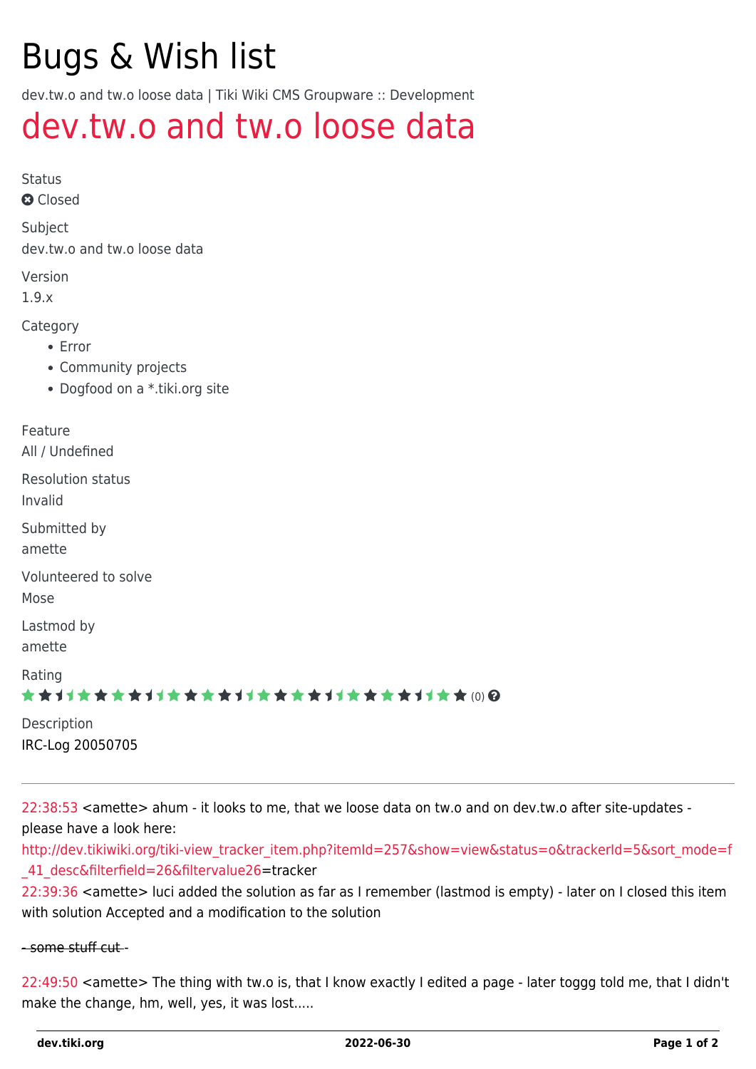# Bugs & Wish list

dev.tw.o and tw.o loose data | Tiki Wiki CMS Groupware :: Development

## dev.tw.o and tw.o loose data

Status

Closed

Subject

dev.tw.o and tw.o loose data

Version

1.9.x

Category

- Error
- Community projects
- Dogfood on a *.tiki.org site

Feature

All / Undefined

Resolution status

Invalid

Submitted by

amette

Volunteered to solve

Mose

Lastmod by

amette

Rating

(0)

Description

IRC-Log 20050705

---

22:38:53 <amette> ahum - it looks to me, that we loose data on tw.o and on dev.tw.o after site-updates - please have a look here: http://dev.tikiwiki.org/tiki-view_tracker_item.php?itemId=257&show=view&status=o&trackerId=5&sort_mode=f_41_desc&filterfield=26&filtervalue26=tracker

22:39:36 <amette> luci added the solution as far as I remember (lastmod is empty) - later on I closed this item with solution Accepted and a modification to the solution

~~- some stuff cut -~~

22:49:50 <amette> The thing with tw.o is, that I know exactly I edited a page - later toggg told me, that I didn't make the change, hm, well, yes, it was lost.....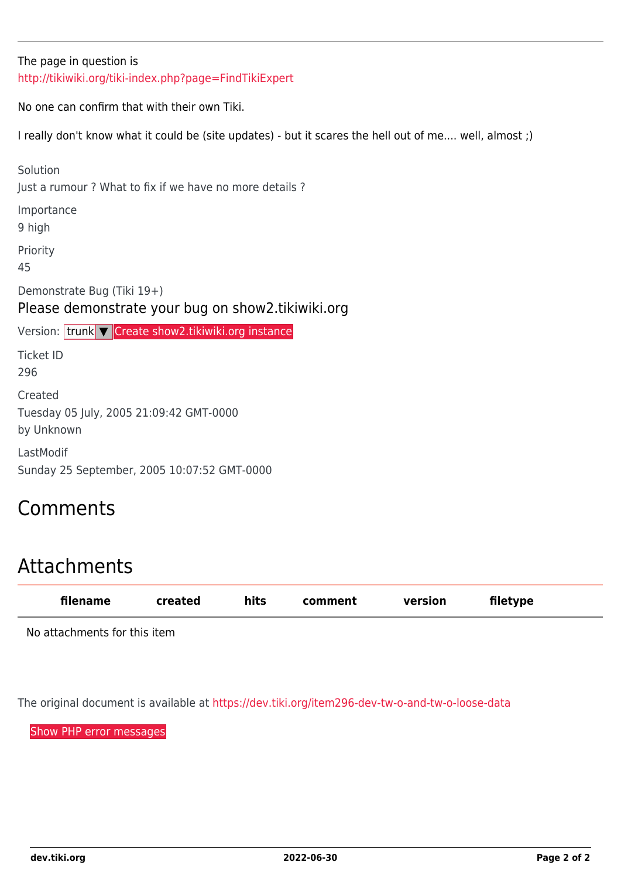The page in question is
http://tikiwiki.org/tiki-index.php?page=FindTikiExpert

No one can confirm that with their own Tiki.

I really don't know what it could be (site updates) - but it scares the hell out of me.... well, almost ;)

Solution
Just a rumour ? What to fix if we have no more details ?

Importance
9 high

Priority
45

Demonstrate Bug (Tiki 19+)

Please demonstrate your bug on show2.tikiwiki.org

Version: trunk ▼ Create show2.tikiwiki.org instance

Ticket ID
296

Created
Tuesday 05 July, 2005 21:09:42 GMT-0000
by Unknown

LastModif
Sunday 25 September, 2005 10:07:52 GMT-0000

# Comments

# Attachments

| filename | created | hits | comment | version | filetype |
|---|---|---|---|---|---|
| No attachments for this item | | | | | |

The original document is available at https://dev.tiki.org/item296-dev-tw-o-and-tw-o-loose-data

Show PHP error messages